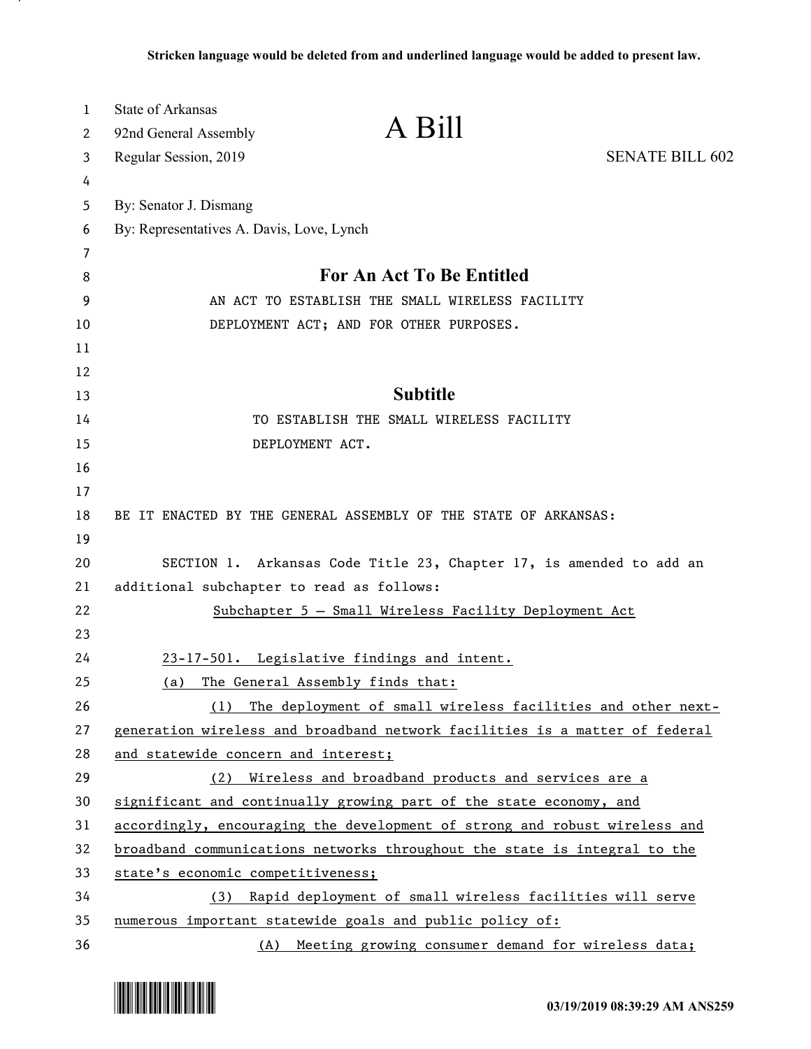Stricken language would be deleted from and underlined language would be added to present law.

State of Arkansas
92nd General Assembly
Regular Session, 2019

# A Bill

SENATE BILL 602

By: Senator J. Dismang
By: Representatives A. Davis, Love, Lynch

## For An Act To Be Entitled

AN ACT TO ESTABLISH THE SMALL WIRELESS FACILITY DEPLOYMENT ACT; AND FOR OTHER PURPOSES.

## Subtitle

TO ESTABLISH THE SMALL WIRELESS FACILITY DEPLOYMENT ACT.

BE IT ENACTED BY THE GENERAL ASSEMBLY OF THE STATE OF ARKANSAS:

SECTION 1. Arkansas Code Title 23, Chapter 17, is amended to add an additional subchapter to read as follows:

Subchapter 5 — Small Wireless Facility Deployment Act

23-17-501. Legislative findings and intent.

(a) The General Assembly finds that:

(1) The deployment of small wireless facilities and other next-generation wireless and broadband network facilities is a matter of federal and statewide concern and interest;

(2) Wireless and broadband products and services are a significant and continually growing part of the state economy, and accordingly, encouraging the development of strong and robust wireless and broadband communications networks throughout the state is integral to the state's economic competitiveness;

(3) Rapid deployment of small wireless facilities will serve numerous important statewide goals and public policy of:

(A) Meeting growing consumer demand for wireless data;

03/19/2019 08:39:29 AM ANS259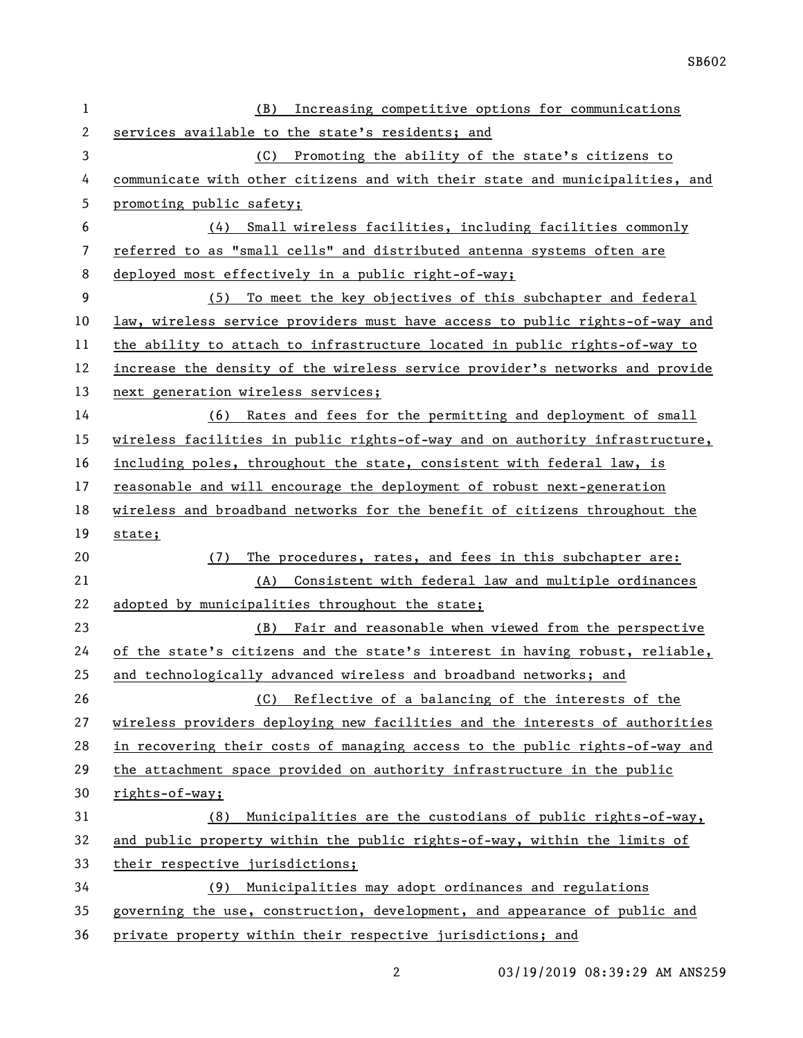(B) Increasing competitive options for communications services available to the state's residents; and

(C) Promoting the ability of the state's citizens to communicate with other citizens and with their state and municipalities, and promoting public safety;

(4) Small wireless facilities, including facilities commonly referred to as "small cells" and distributed antenna systems often are deployed most effectively in a public right-of-way;

(5) To meet the key objectives of this subchapter and federal law, wireless service providers must have access to public rights-of-way and the ability to attach to infrastructure located in public rights-of-way to increase the density of the wireless service provider's networks and provide next generation wireless services;

(6) Rates and fees for the permitting and deployment of small wireless facilities in public rights-of-way and on authority infrastructure, including poles, throughout the state, consistent with federal law, is reasonable and will encourage the deployment of robust next-generation wireless and broadband networks for the benefit of citizens throughout the state;

(7) The procedures, rates, and fees in this subchapter are:

(A) Consistent with federal law and multiple ordinances adopted by municipalities throughout the state;

(B) Fair and reasonable when viewed from the perspective of the state's citizens and the state's interest in having robust, reliable, and technologically advanced wireless and broadband networks; and

(C) Reflective of a balancing of the interests of the wireless providers deploying new facilities and the interests of authorities in recovering their costs of managing access to the public rights-of-way and the attachment space provided on authority infrastructure in the public rights-of-way;

(8) Municipalities are the custodians of public rights-of-way, and public property within the public rights-of-way, within the limits of their respective jurisdictions;

(9) Municipalities may adopt ordinances and regulations governing the use, construction, development, and appearance of public and private property within their respective jurisdictions; and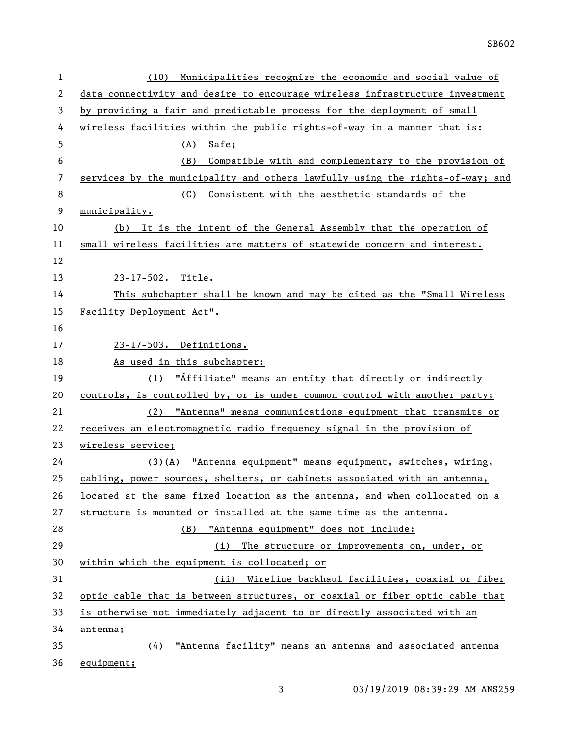(10) Municipalities recognize the economic and social value of data connectivity and desire to encourage wireless infrastructure investment by providing a fair and predictable process for the deployment of small wireless facilities within the public rights-of-way in a manner that is:

(A) Safe;

(B) Compatible with and complementary to the provision of services by the municipality and others lawfully using the rights-of-way; and

(C) Consistent with the aesthetic standards of the municipality.

(b) It is the intent of the General Assembly that the operation of small wireless facilities are matters of statewide concern and interest.

23-17-502. Title.

This subchapter shall be known and may be cited as the "Small Wireless Facility Deployment Act".

23-17-503. Definitions.

As used in this subchapter:

(1) "Áffiliate" means an entity that directly or indirectly controls, is controlled by, or is under common control with another party;

(2) "Antenna" means communications equipment that transmits or receives an electromagnetic radio frequency signal in the provision of wireless service;

(3)(A) "Antenna equipment" means equipment, switches, wiring, cabling, power sources, shelters, or cabinets associated with an antenna, located at the same fixed location as the antenna, and when collocated on a structure is mounted or installed at the same time as the antenna.

(B) "Antenna equipment" does not include:

(i) The structure or improvements on, under, or within which the equipment is collocated; or

(ii) Wireline backhaul facilities, coaxial or fiber optic cable that is between structures, or coaxial or fiber optic cable that is otherwise not immediately adjacent to or directly associated with an antenna;

(4) "Antenna facility" means an antenna and associated antenna equipment;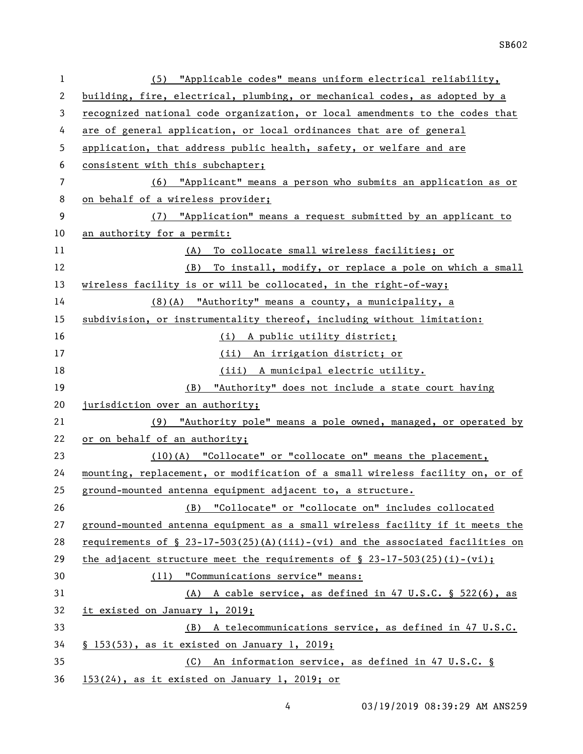(5) "Applicable codes" means uniform electrical reliability, building, fire, electrical, plumbing, or mechanical codes, as adopted by a recognized national code organization, or local amendments to the codes that are of general application, or local ordinances that are of general application, that address public health, safety, or welfare and are consistent with this subchapter;

(6) "Applicant" means a person who submits an application as or on behalf of a wireless provider;

(7) "Application" means a request submitted by an applicant to an authority for a permit:

(A) To collocate small wireless facilities; or

(B) To install, modify, or replace a pole on which a small wireless facility is or will be collocated, in the right-of-way;

(8)(A) "Authority" means a county, a municipality, a subdivision, or instrumentality thereof, including without limitation:

(i) A public utility district;

(ii) An irrigation district; or

(iii) A municipal electric utility.

(B) "Authority" does not include a state court having jurisdiction over an authority;

(9) "Authority pole" means a pole owned, managed, or operated by or on behalf of an authority;

(10)(A) "Collocate" or "collocate on" means the placement, mounting, replacement, or modification of a small wireless facility on, or of ground-mounted antenna equipment adjacent to, a structure.

(B) "Collocate" or "collocate on" includes collocated ground-mounted antenna equipment as a small wireless facility if it meets the requirements of § 23-17-503(25)(A)(iii)-(vi) and the associated facilities on the adjacent structure meet the requirements of § 23-17-503(25)(i)-(vi);

(11) "Communications service" means:

(A) A cable service, as defined in 47 U.S.C. § 522(6), as it existed on January 1, 2019;

(B) A telecommunications service, as defined in 47 U.S.C. § 153(53), as it existed on January 1, 2019;

(C) An information service, as defined in 47 U.S.C. § 153(24), as it existed on January 1, 2019; or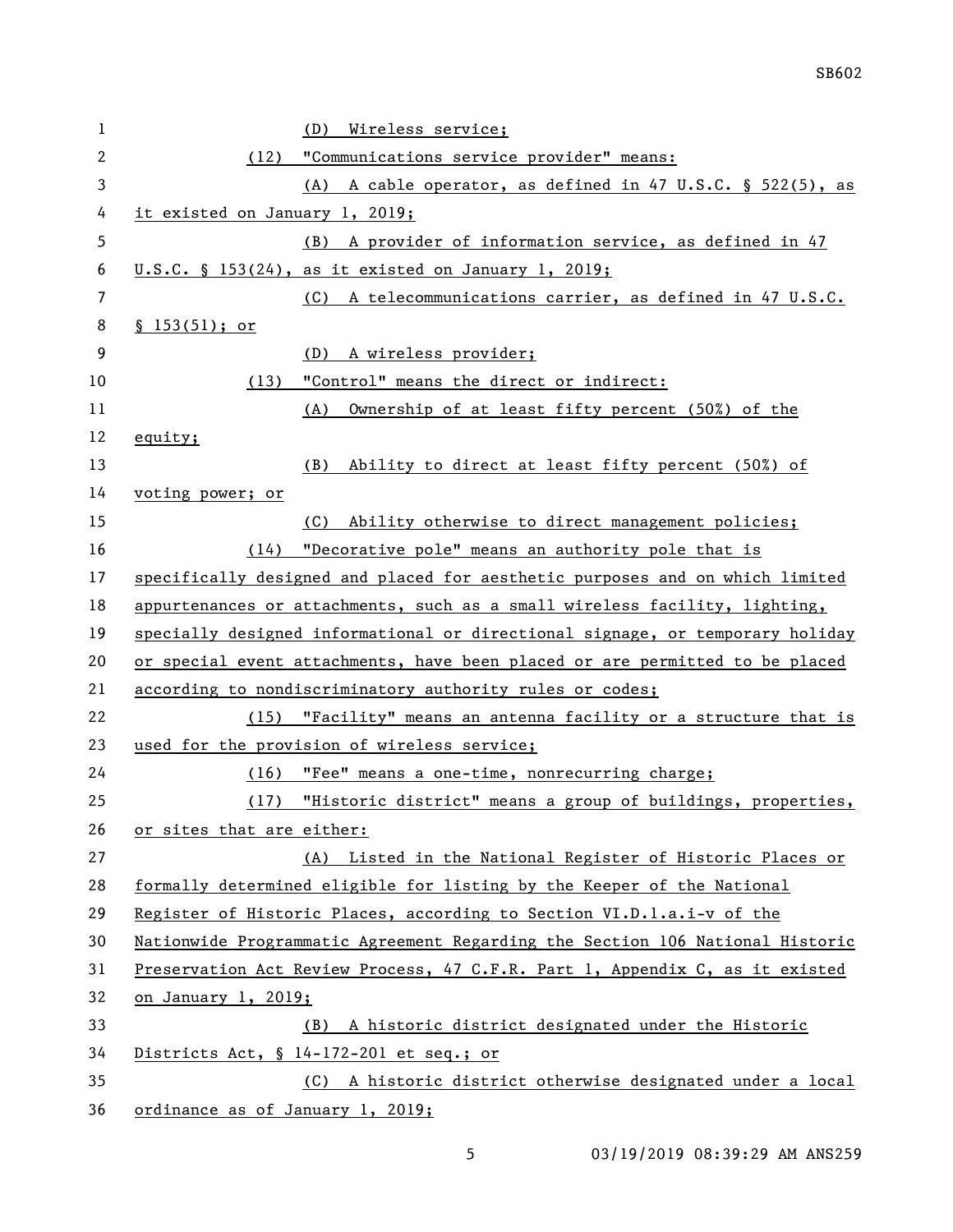(D) Wireless service;

(12) "Communications service provider" means:

(A) A cable operator, as defined in 47 U.S.C. § 522(5), as it existed on January 1, 2019;

(B) A provider of information service, as defined in 47 U.S.C. § 153(24), as it existed on January 1, 2019;

(C) A telecommunications carrier, as defined in 47 U.S.C. § 153(51); or

(D) A wireless provider;

(13) "Control" means the direct or indirect:

(A) Ownership of at least fifty percent (50%) of the equity;

(B) Ability to direct at least fifty percent (50%) of voting power; or

(C) Ability otherwise to direct management policies;

(14) "Decorative pole" means an authority pole that is specifically designed and placed for aesthetic purposes and on which limited appurtenances or attachments, such as a small wireless facility, lighting, specially designed informational or directional signage, or temporary holiday or special event attachments, have been placed or are permitted to be placed according to nondiscriminatory authority rules or codes;

(15) "Facility" means an antenna facility or a structure that is used for the provision of wireless service;

(16) "Fee" means a one-time, nonrecurring charge;

(17) "Historic district" means a group of buildings, properties, or sites that are either:

(A) Listed in the National Register of Historic Places or formally determined eligible for listing by the Keeper of the National Register of Historic Places, according to Section VI.D.1.a.i-v of the Nationwide Programmatic Agreement Regarding the Section 106 National Historic Preservation Act Review Process, 47 C.F.R. Part 1, Appendix C, as it existed on January 1, 2019;

(B) A historic district designated under the Historic Districts Act, § 14-172-201 et seq.; or

(C) A historic district otherwise designated under a local ordinance as of January 1, 2019;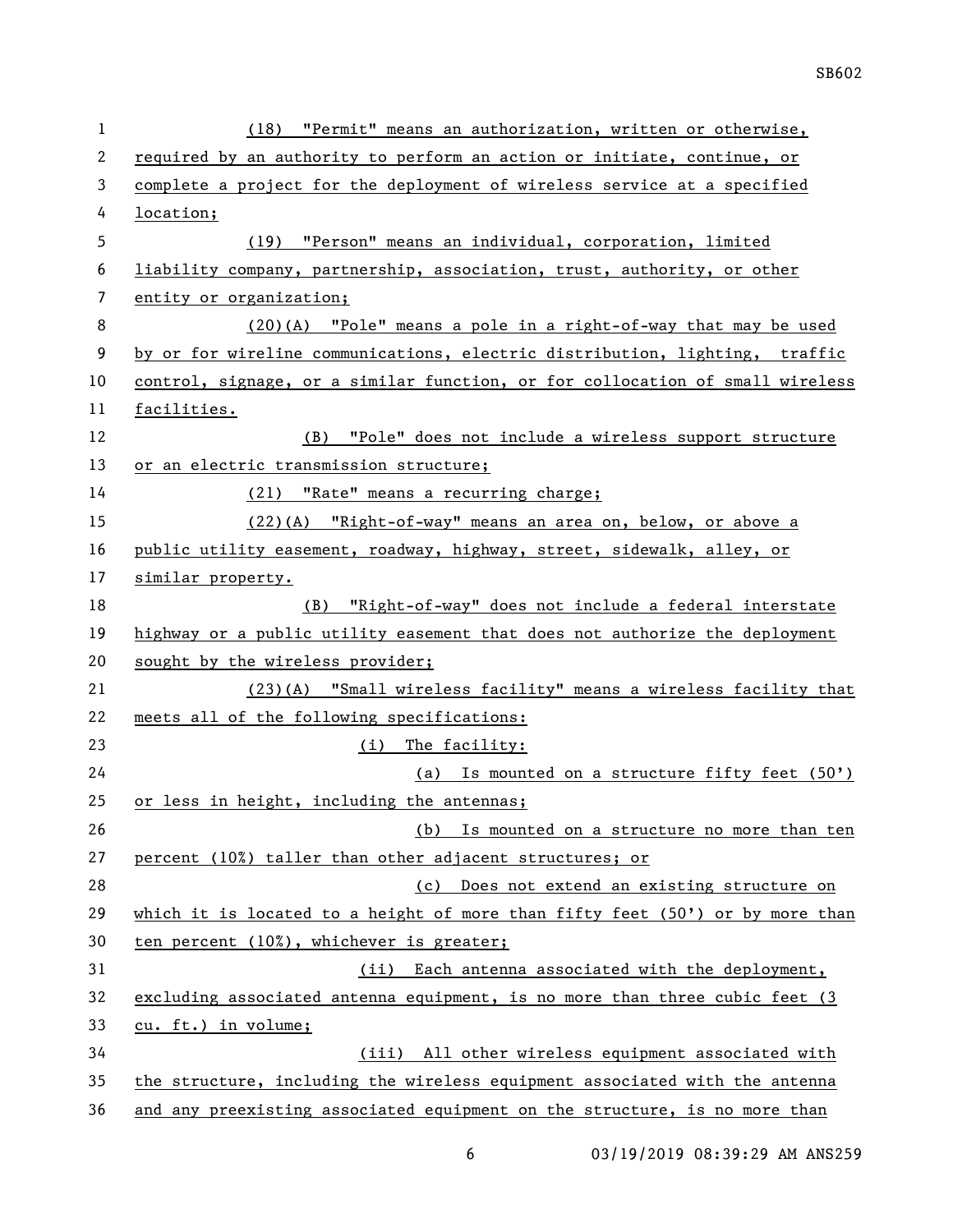(18) "Permit" means an authorization, written or otherwise, required by an authority to perform an action or initiate, continue, or complete a project for the deployment of wireless service at a specified location;

(19) "Person" means an individual, corporation, limited liability company, partnership, association, trust, authority, or other entity or organization;

(20)(A) "Pole" means a pole in a right-of-way that may be used by or for wireline communications, electric distribution, lighting, traffic control, signage, or a similar function, or for collocation of small wireless facilities.

(B) "Pole" does not include a wireless support structure or an electric transmission structure;

(21) "Rate" means a recurring charge;

(22)(A) "Right-of-way" means an area on, below, or above a public utility easement, roadway, highway, street, sidewalk, alley, or similar property.

(B) "Right-of-way" does not include a federal interstate highway or a public utility easement that does not authorize the deployment sought by the wireless provider;

(23)(A) "Small wireless facility" means a wireless facility that meets all of the following specifications:

(i) The facility:

(a) Is mounted on a structure fifty feet (50') or less in height, including the antennas;

(b) Is mounted on a structure no more than ten percent (10%) taller than other adjacent structures; or

(c) Does not extend an existing structure on which it is located to a height of more than fifty feet (50') or by more than ten percent (10%), whichever is greater;

(ii) Each antenna associated with the deployment, excluding associated antenna equipment, is no more than three cubic feet (3 cu. ft.) in volume;

(iii) All other wireless equipment associated with the structure, including the wireless equipment associated with the antenna and any preexisting associated equipment on the structure, is no more than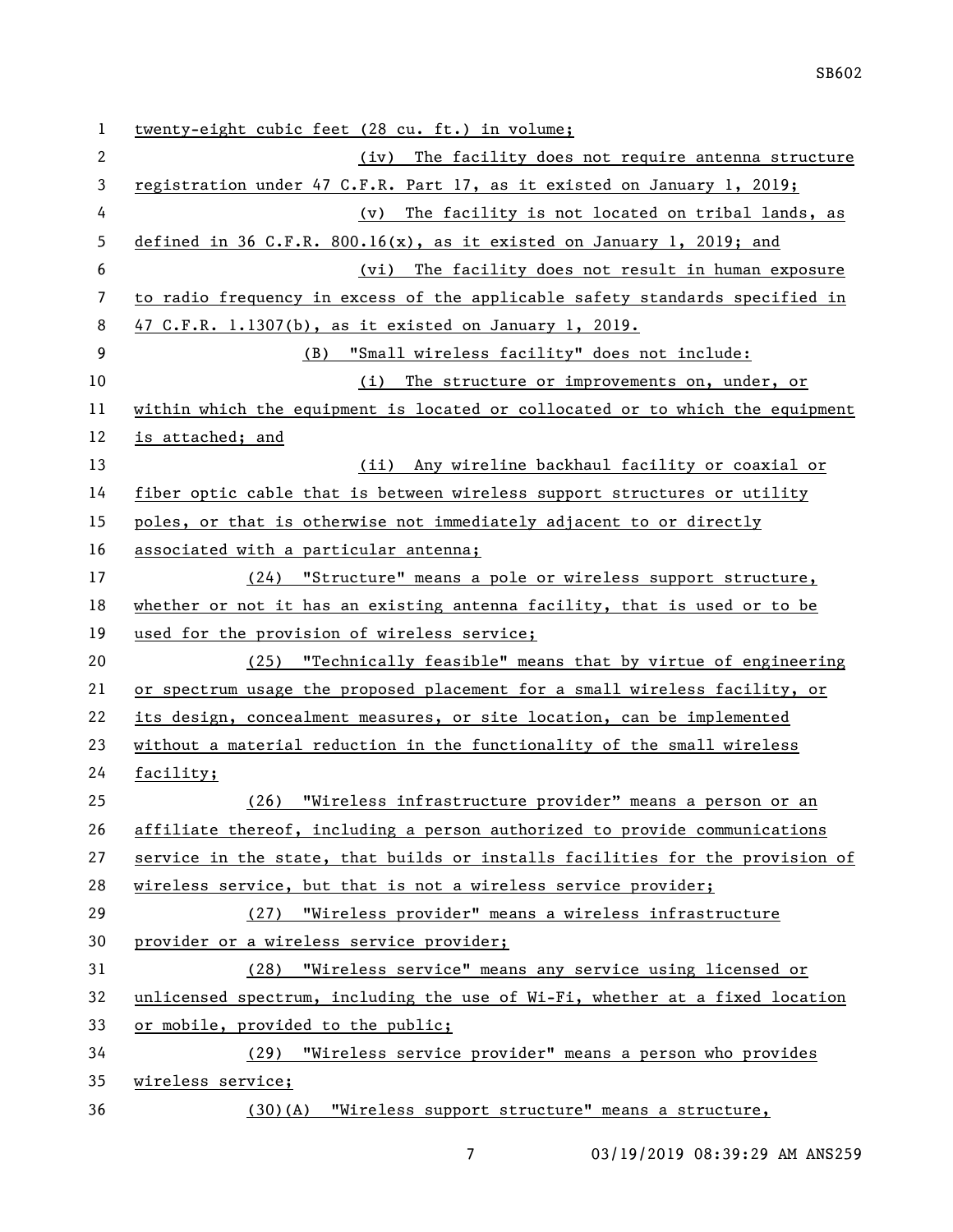twenty-eight cubic feet (28 cu. ft.) in volume;

(iv) The facility does not require antenna structure registration under 47 C.F.R. Part 17, as it existed on January 1, 2019;

(v) The facility is not located on tribal lands, as defined in 36 C.F.R. 800.16(x), as it existed on January 1, 2019; and

(vi) The facility does not result in human exposure to radio frequency in excess of the applicable safety standards specified in 47 C.F.R. 1.1307(b), as it existed on January 1, 2019.

(B) "Small wireless facility" does not include:

(i) The structure or improvements on, under, or within which the equipment is located or collocated or to which the equipment is attached; and

(ii) Any wireline backhaul facility or coaxial or fiber optic cable that is between wireless support structures or utility poles, or that is otherwise not immediately adjacent to or directly associated with a particular antenna;

(24) "Structure" means a pole or wireless support structure, whether or not it has an existing antenna facility, that is used or to be used for the provision of wireless service;

(25) "Technically feasible" means that by virtue of engineering or spectrum usage the proposed placement for a small wireless facility, or its design, concealment measures, or site location, can be implemented without a material reduction in the functionality of the small wireless facility;

(26) "Wireless infrastructure provider" means a person or an affiliate thereof, including a person authorized to provide communications service in the state, that builds or installs facilities for the provision of wireless service, but that is not a wireless service provider;

(27) "Wireless provider" means a wireless infrastructure provider or a wireless service provider;

(28) "Wireless service" means any service using licensed or unlicensed spectrum, including the use of Wi-Fi, whether at a fixed location or mobile, provided to the public;

(29) "Wireless service provider" means a person who provides wireless service;

(30)(A) "Wireless support structure" means a structure,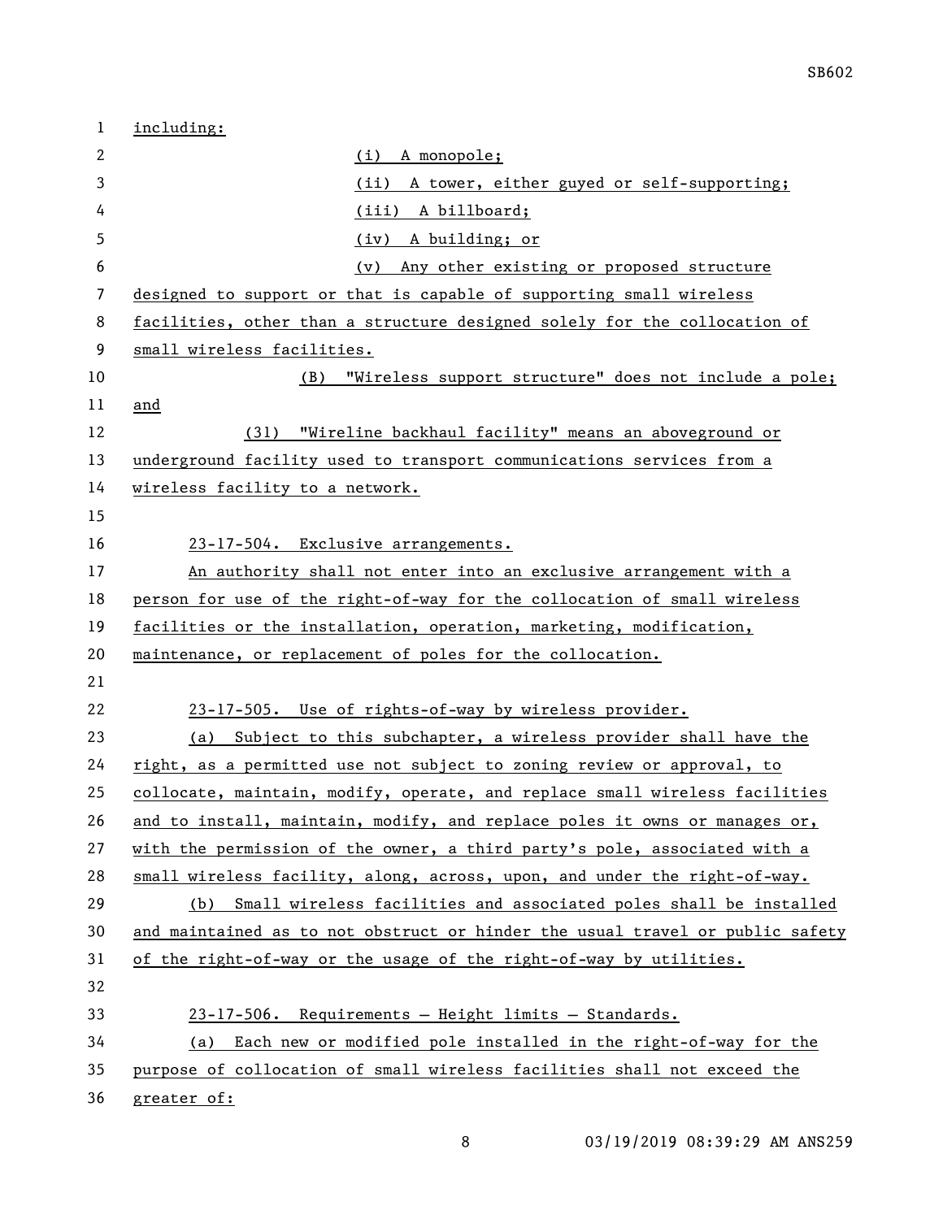including:

(i) A monopole;

(ii) A tower, either guyed or self-supporting;

(iii) A billboard;

(iv) A building; or

(v) Any other existing or proposed structure designed to support or that is capable of supporting small wireless facilities, other than a structure designed solely for the collocation of small wireless facilities.

(B) "Wireless support structure" does not include a pole; and

(31) "Wireline backhaul facility" means an aboveground or underground facility used to transport communications services from a wireless facility to a network.

23-17-504. Exclusive arrangements.

An authority shall not enter into an exclusive arrangement with a person for use of the right-of-way for the collocation of small wireless facilities or the installation, operation, marketing, modification, maintenance, or replacement of poles for the collocation.

23-17-505. Use of rights-of-way by wireless provider.

(a) Subject to this subchapter, a wireless provider shall have the right, as a permitted use not subject to zoning review or approval, to collocate, maintain, modify, operate, and replace small wireless facilities and to install, maintain, modify, and replace poles it owns or manages or, with the permission of the owner, a third party's pole, associated with a small wireless facility, along, across, upon, and under the right-of-way.

(b) Small wireless facilities and associated poles shall be installed and maintained as to not obstruct or hinder the usual travel or public safety of the right-of-way or the usage of the right-of-way by utilities.

23-17-506. Requirements — Height limits — Standards.

(a) Each new or modified pole installed in the right-of-way for the purpose of collocation of small wireless facilities shall not exceed the greater of: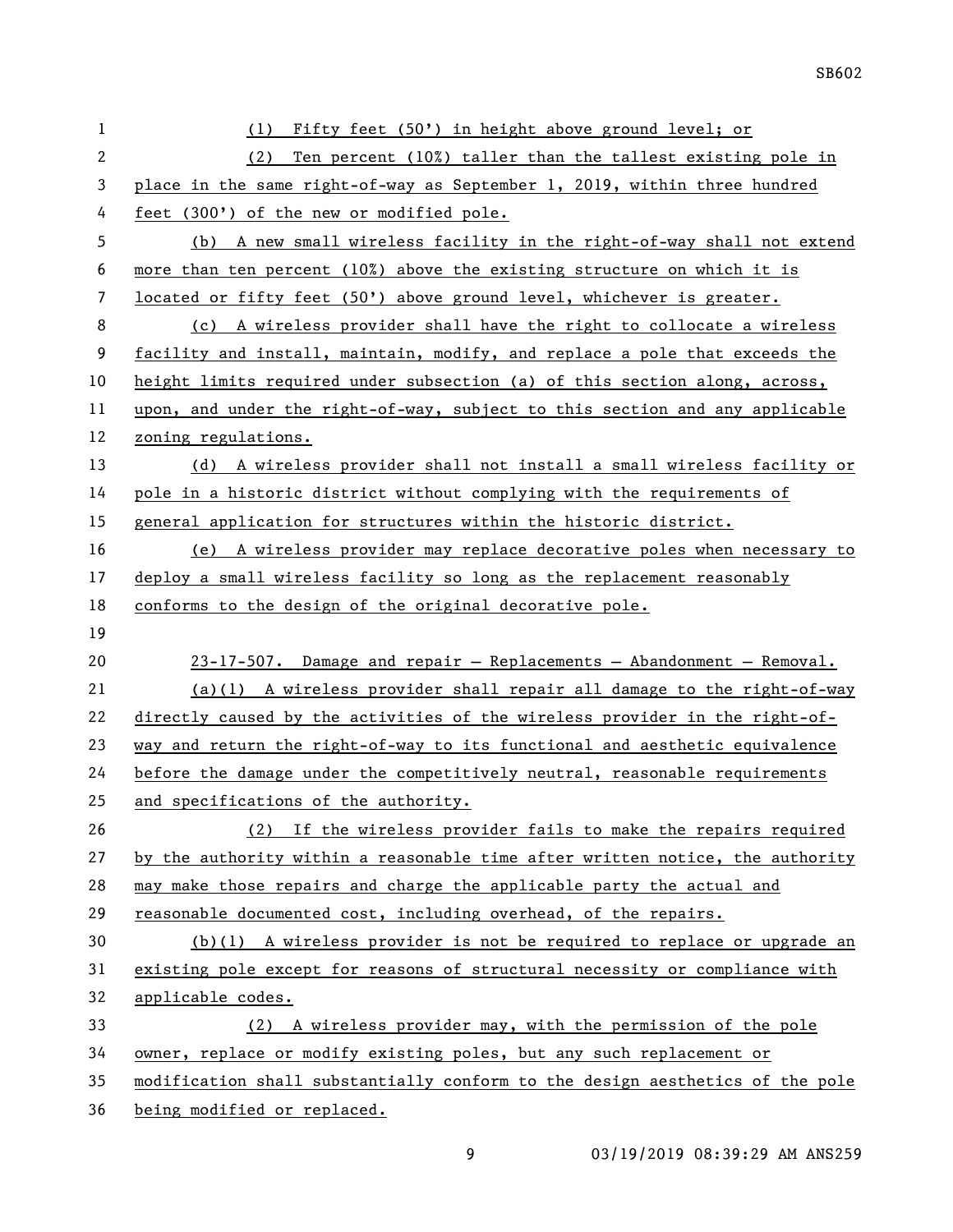(1) Fifty feet (50') in height above ground level; or

(2) Ten percent (10%) taller than the tallest existing pole in place in the same right-of-way as September 1, 2019, within three hundred feet (300') of the new or modified pole.

(b) A new small wireless facility in the right-of-way shall not extend more than ten percent (10%) above the existing structure on which it is located or fifty feet (50') above ground level, whichever is greater.

(c) A wireless provider shall have the right to collocate a wireless facility and install, maintain, modify, and replace a pole that exceeds the height limits required under subsection (a) of this section along, across, upon, and under the right-of-way, subject to this section and any applicable zoning regulations.

(d) A wireless provider shall not install a small wireless facility or pole in a historic district without complying with the requirements of general application for structures within the historic district.

(e) A wireless provider may replace decorative poles when necessary to deploy a small wireless facility so long as the replacement reasonably conforms to the design of the original decorative pole.

23-17-507. Damage and repair — Replacements — Abandonment — Removal.

(a)(1) A wireless provider shall repair all damage to the right-of-way directly caused by the activities of the wireless provider in the right-of-way and return the right-of-way to its functional and aesthetic equivalence before the damage under the competitively neutral, reasonable requirements and specifications of the authority.

(2) If the wireless provider fails to make the repairs required by the authority within a reasonable time after written notice, the authority may make those repairs and charge the applicable party the actual and reasonable documented cost, including overhead, of the repairs.

(b)(1) A wireless provider is not be required to replace or upgrade an existing pole except for reasons of structural necessity or compliance with applicable codes.

(2) A wireless provider may, with the permission of the pole owner, replace or modify existing poles, but any such replacement or modification shall substantially conform to the design aesthetics of the pole being modified or replaced.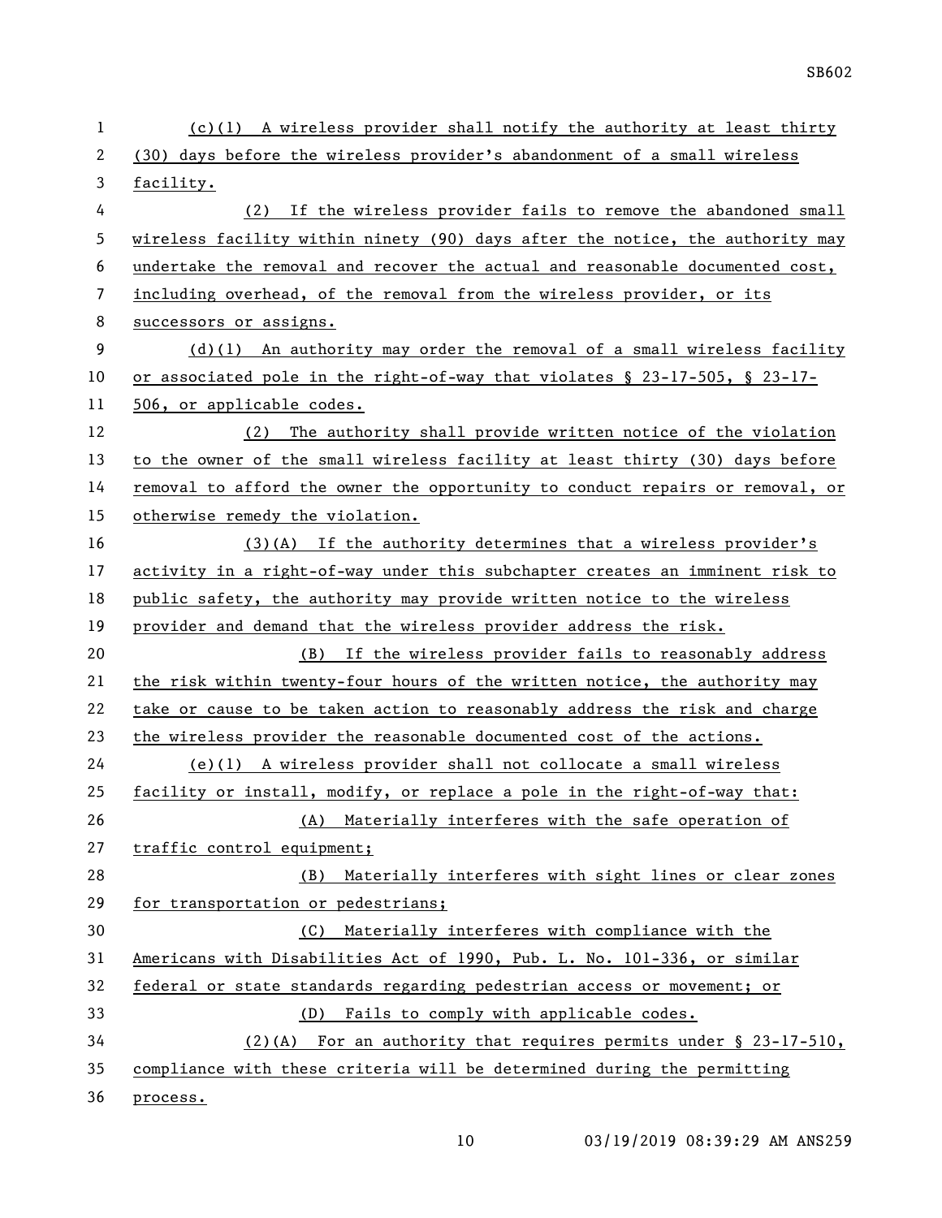(c)(1) A wireless provider shall notify the authority at least thirty (30) days before the wireless provider's abandonment of a small wireless facility.

(2) If the wireless provider fails to remove the abandoned small wireless facility within ninety (90) days after the notice, the authority may undertake the removal and recover the actual and reasonable documented cost, including overhead, of the removal from the wireless provider, or its successors or assigns.

(d)(1) An authority may order the removal of a small wireless facility or associated pole in the right-of-way that violates § 23-17-505, § 23-17-506, or applicable codes.

(2) The authority shall provide written notice of the violation to the owner of the small wireless facility at least thirty (30) days before removal to afford the owner the opportunity to conduct repairs or removal, or otherwise remedy the violation.

(3)(A) If the authority determines that a wireless provider's activity in a right-of-way under this subchapter creates an imminent risk to public safety, the authority may provide written notice to the wireless provider and demand that the wireless provider address the risk.

(B) If the wireless provider fails to reasonably address the risk within twenty-four hours of the written notice, the authority may take or cause to be taken action to reasonably address the risk and charge the wireless provider the reasonable documented cost of the actions.

(e)(1) A wireless provider shall not collocate a small wireless facility or install, modify, or replace a pole in the right-of-way that:

(A) Materially interferes with the safe operation of traffic control equipment;

(B) Materially interferes with sight lines or clear zones for transportation or pedestrians;

(C) Materially interferes with compliance with the Americans with Disabilities Act of 1990, Pub. L. No. 101-336, or similar federal or state standards regarding pedestrian access or movement; or

(D) Fails to comply with applicable codes.

(2)(A) For an authority that requires permits under § 23-17-510, compliance with these criteria will be determined during the permitting process.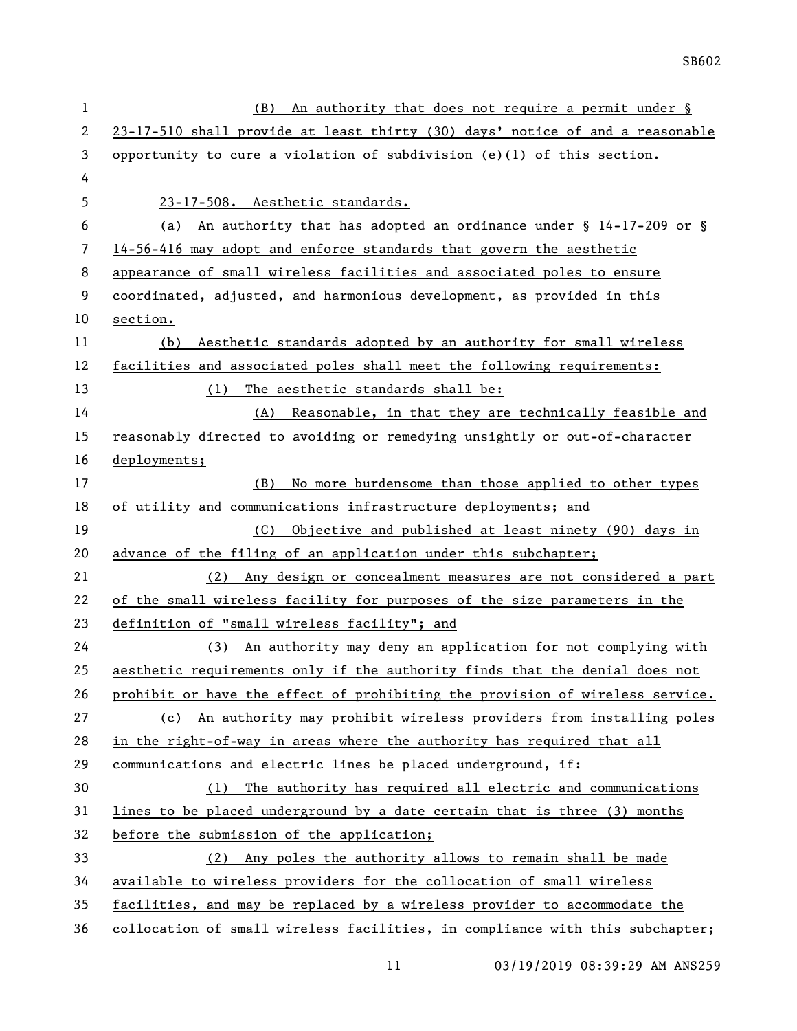(B) An authority that does not require a permit under § 23-17-510 shall provide at least thirty (30) days' notice of and a reasonable opportunity to cure a violation of subdivision (e)(1) of this section.

23-17-508. Aesthetic standards.

(a) An authority that has adopted an ordinance under § 14-17-209 or § 14-56-416 may adopt and enforce standards that govern the aesthetic appearance of small wireless facilities and associated poles to ensure coordinated, adjusted, and harmonious development, as provided in this section.

(b) Aesthetic standards adopted by an authority for small wireless facilities and associated poles shall meet the following requirements:

(1) The aesthetic standards shall be:

(A) Reasonable, in that they are technically feasible and reasonably directed to avoiding or remedying unsightly or out-of-character deployments;

(B) No more burdensome than those applied to other types of utility and communications infrastructure deployments; and

(C) Objective and published at least ninety (90) days in advance of the filing of an application under this subchapter;

(2) Any design or concealment measures are not considered a part of the small wireless facility for purposes of the size parameters in the definition of "small wireless facility"; and

(3) An authority may deny an application for not complying with aesthetic requirements only if the authority finds that the denial does not prohibit or have the effect of prohibiting the provision of wireless service.

(c) An authority may prohibit wireless providers from installing poles in the right-of-way in areas where the authority has required that all communications and electric lines be placed underground, if:

(1) The authority has required all electric and communications lines to be placed underground by a date certain that is three (3) months before the submission of the application;

(2) Any poles the authority allows to remain shall be made available to wireless providers for the collocation of small wireless facilities, and may be replaced by a wireless provider to accommodate the collocation of small wireless facilities, in compliance with this subchapter;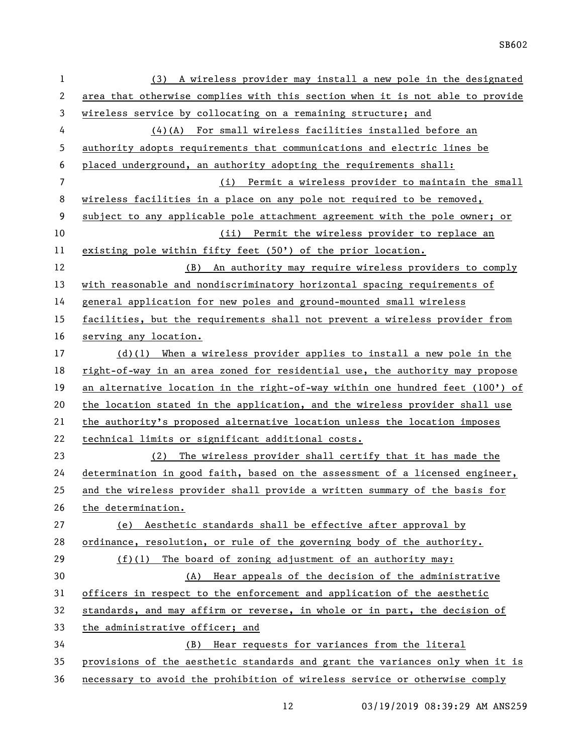(3) A wireless provider may install a new pole in the designated area that otherwise complies with this section when it is not able to provide wireless service by collocating on a remaining structure; and

(4)(A) For small wireless facilities installed before an authority adopts requirements that communications and electric lines be placed underground, an authority adopting the requirements shall:

(i) Permit a wireless provider to maintain the small wireless facilities in a place on any pole not required to be removed, subject to any applicable pole attachment agreement with the pole owner; or

(ii) Permit the wireless provider to replace an existing pole within fifty feet (50') of the prior location.

(B) An authority may require wireless providers to comply with reasonable and nondiscriminatory horizontal spacing requirements of general application for new poles and ground-mounted small wireless facilities, but the requirements shall not prevent a wireless provider from serving any location.

(d)(1) When a wireless provider applies to install a new pole in the right-of-way in an area zoned for residential use, the authority may propose an alternative location in the right-of-way within one hundred feet (100') of the location stated in the application, and the wireless provider shall use the authority's proposed alternative location unless the location imposes technical limits or significant additional costs.

(2) The wireless provider shall certify that it has made the determination in good faith, based on the assessment of a licensed engineer, and the wireless provider shall provide a written summary of the basis for the determination.

(e) Aesthetic standards shall be effective after approval by ordinance, resolution, or rule of the governing body of the authority.

(f)(1) The board of zoning adjustment of an authority may:

(A) Hear appeals of the decision of the administrative officers in respect to the enforcement and application of the aesthetic standards, and may affirm or reverse, in whole or in part, the decision of the administrative officer; and

(B) Hear requests for variances from the literal provisions of the aesthetic standards and grant the variances only when it is necessary to avoid the prohibition of wireless service or otherwise comply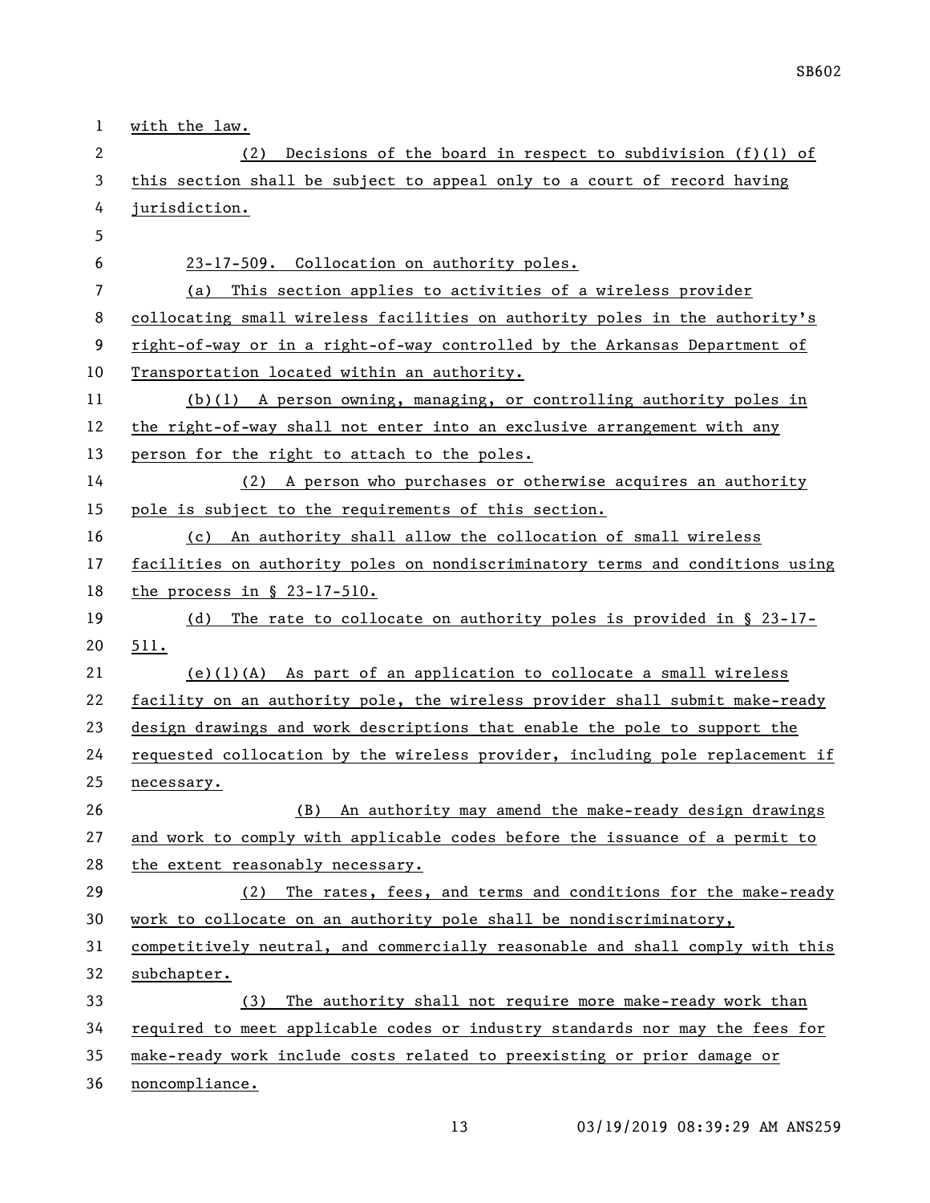with the law.

(2) Decisions of the board in respect to subdivision (f)(1) of this section shall be subject to appeal only to a court of record having jurisdiction.

23-17-509. Collocation on authority poles.

(a) This section applies to activities of a wireless provider collocating small wireless facilities on authority poles in the authority's right-of-way or in a right-of-way controlled by the Arkansas Department of Transportation located within an authority.

(b)(1) A person owning, managing, or controlling authority poles in the right-of-way shall not enter into an exclusive arrangement with any person for the right to attach to the poles.

(2) A person who purchases or otherwise acquires an authority pole is subject to the requirements of this section.

(c) An authority shall allow the collocation of small wireless facilities on authority poles on nondiscriminatory terms and conditions using the process in § 23-17-510.

(d) The rate to collocate on authority poles is provided in § 23-17-511.

(e)(1)(A) As part of an application to collocate a small wireless facility on an authority pole, the wireless provider shall submit make-ready design drawings and work descriptions that enable the pole to support the requested collocation by the wireless provider, including pole replacement if necessary.

(B) An authority may amend the make-ready design drawings and work to comply with applicable codes before the issuance of a permit to the extent reasonably necessary.

(2) The rates, fees, and terms and conditions for the make-ready work to collocate on an authority pole shall be nondiscriminatory, competitively neutral, and commercially reasonable and shall comply with this subchapter.

(3) The authority shall not require more make-ready work than required to meet applicable codes or industry standards nor may the fees for make-ready work include costs related to preexisting or prior damage or noncompliance.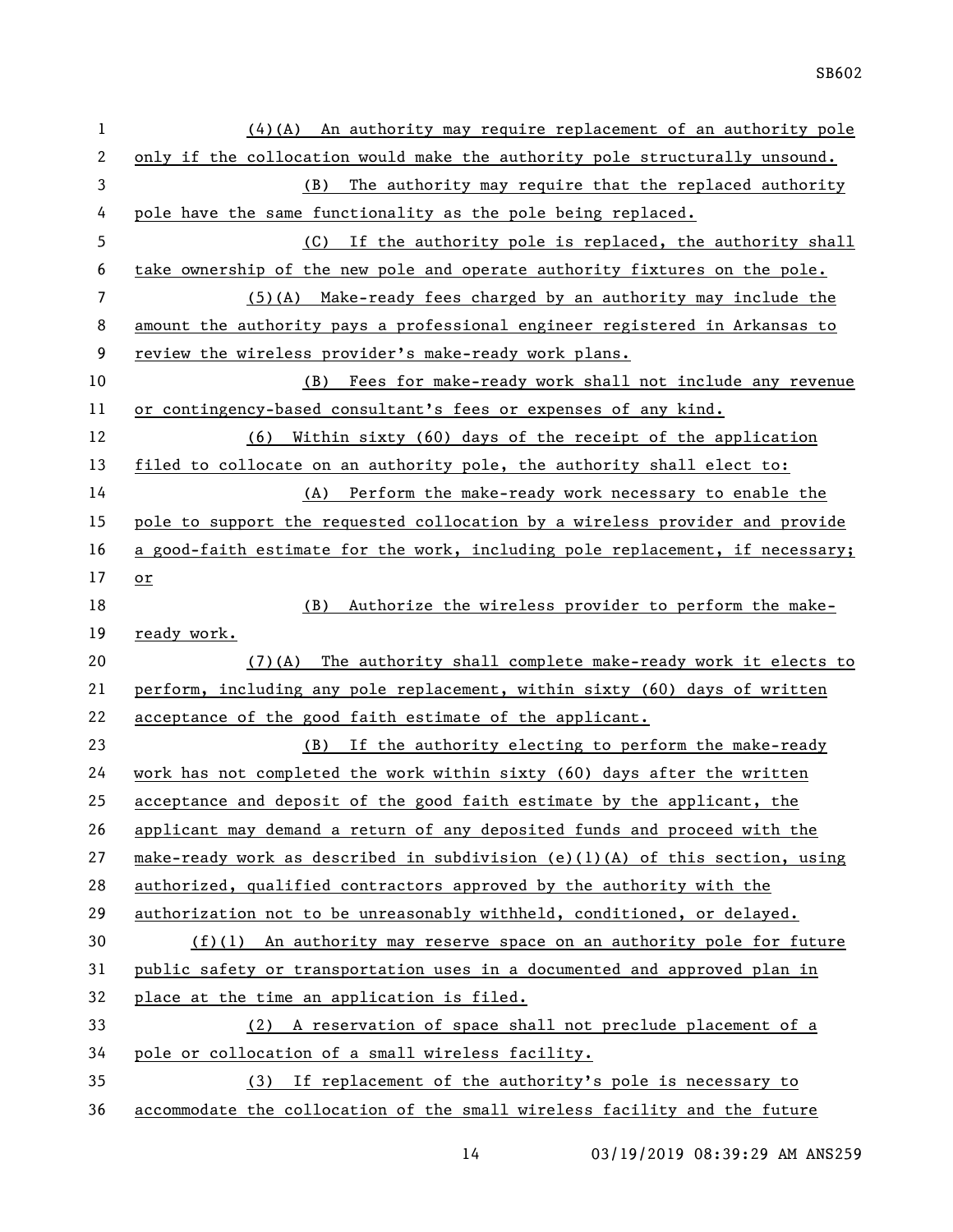(4)(A) An authority may require replacement of an authority pole only if the collocation would make the authority pole structurally unsound.

(B) The authority may require that the replaced authority pole have the same functionality as the pole being replaced.

(C) If the authority pole is replaced, the authority shall take ownership of the new pole and operate authority fixtures on the pole.

(5)(A) Make-ready fees charged by an authority may include the amount the authority pays a professional engineer registered in Arkansas to review the wireless provider's make-ready work plans.

(B) Fees for make-ready work shall not include any revenue or contingency-based consultant's fees or expenses of any kind.

(6) Within sixty (60) days of the receipt of the application filed to collocate on an authority pole, the authority shall elect to:

(A) Perform the make-ready work necessary to enable the pole to support the requested collocation by a wireless provider and provide a good-faith estimate for the work, including pole replacement, if necessary; or

(B) Authorize the wireless provider to perform the make-ready work.

(7)(A) The authority shall complete make-ready work it elects to perform, including any pole replacement, within sixty (60) days of written acceptance of the good faith estimate of the applicant.

(B) If the authority electing to perform the make-ready work has not completed the work within sixty (60) days after the written acceptance and deposit of the good faith estimate by the applicant, the applicant may demand a return of any deposited funds and proceed with the make-ready work as described in subdivision (e)(1)(A) of this section, using authorized, qualified contractors approved by the authority with the authorization not to be unreasonably withheld, conditioned, or delayed.

(f)(1) An authority may reserve space on an authority pole for future public safety or transportation uses in a documented and approved plan in place at the time an application is filed.

(2) A reservation of space shall not preclude placement of a pole or collocation of a small wireless facility.

(3) If replacement of the authority's pole is necessary to accommodate the collocation of the small wireless facility and the future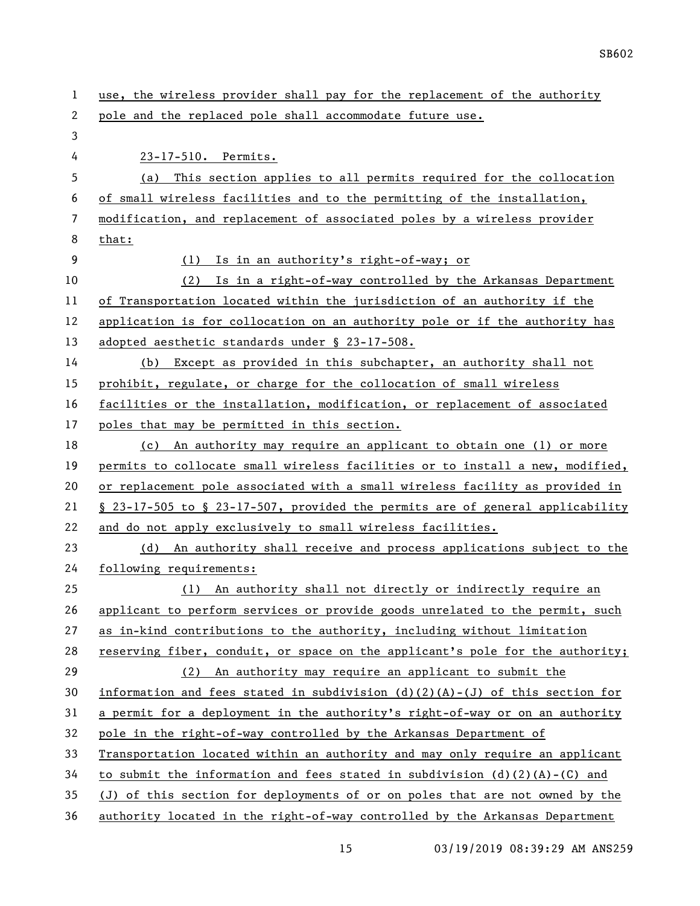use, the wireless provider shall pay for the replacement of the authority pole and the replaced pole shall accommodate future use.

23-17-510. Permits.

(a) This section applies to all permits required for the collocation of small wireless facilities and to the permitting of the installation, modification, and replacement of associated poles by a wireless provider that:

(1) Is in an authority's right-of-way; or

(2) Is in a right-of-way controlled by the Arkansas Department of Transportation located within the jurisdiction of an authority if the application is for collocation on an authority pole or if the authority has adopted aesthetic standards under § 23-17-508.

(b) Except as provided in this subchapter, an authority shall not prohibit, regulate, or charge for the collocation of small wireless facilities or the installation, modification, or replacement of associated poles that may be permitted in this section.

(c) An authority may require an applicant to obtain one (1) or more permits to collocate small wireless facilities or to install a new, modified, or replacement pole associated with a small wireless facility as provided in § 23-17-505 to § 23-17-507, provided the permits are of general applicability and do not apply exclusively to small wireless facilities.

(d) An authority shall receive and process applications subject to the following requirements:

(1) An authority shall not directly or indirectly require an applicant to perform services or provide goods unrelated to the permit, such as in-kind contributions to the authority, including without limitation reserving fiber, conduit, or space on the applicant's pole for the authority;

(2) An authority may require an applicant to submit the information and fees stated in subdivision (d)(2)(A)-(J) of this section for a permit for a deployment in the authority's right-of-way or on an authority pole in the right-of-way controlled by the Arkansas Department of Transportation located within an authority and may only require an applicant to submit the information and fees stated in subdivision (d)(2)(A)-(C) and (J) of this section for deployments of or on poles that are not owned by the authority located in the right-of-way controlled by the Arkansas Department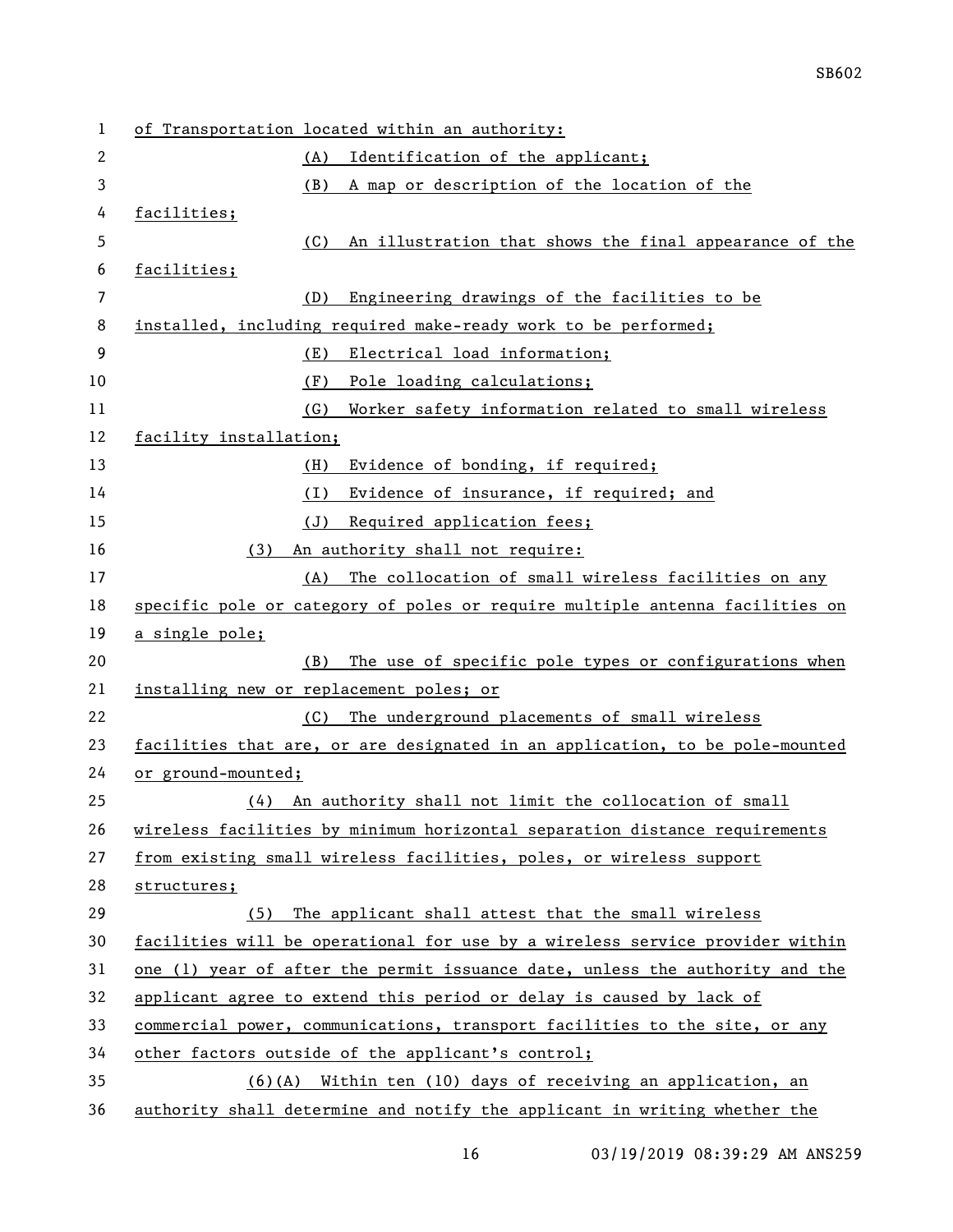of Transportation located within an authority:

(A) Identification of the applicant;

(B) A map or description of the location of the facilities;

(C) An illustration that shows the final appearance of the facilities;

(D) Engineering drawings of the facilities to be installed, including required make-ready work to be performed;

(E) Electrical load information;

(F) Pole loading calculations;

(G) Worker safety information related to small wireless facility installation;

(H) Evidence of bonding, if required;

(I) Evidence of insurance, if required; and

(J) Required application fees;

(3) An authority shall not require:

(A) The collocation of small wireless facilities on any specific pole or category of poles or require multiple antenna facilities on a single pole;

(B) The use of specific pole types or configurations when installing new or replacement poles; or

(C) The underground placements of small wireless facilities that are, or are designated in an application, to be pole-mounted or ground-mounted;

(4) An authority shall not limit the collocation of small wireless facilities by minimum horizontal separation distance requirements from existing small wireless facilities, poles, or wireless support structures;

(5) The applicant shall attest that the small wireless facilities will be operational for use by a wireless service provider within one (1) year of after the permit issuance date, unless the authority and the applicant agree to extend this period or delay is caused by lack of commercial power, communications, transport facilities to the site, or any other factors outside of the applicant's control;

(6)(A) Within ten (10) days of receiving an application, an authority shall determine and notify the applicant in writing whether the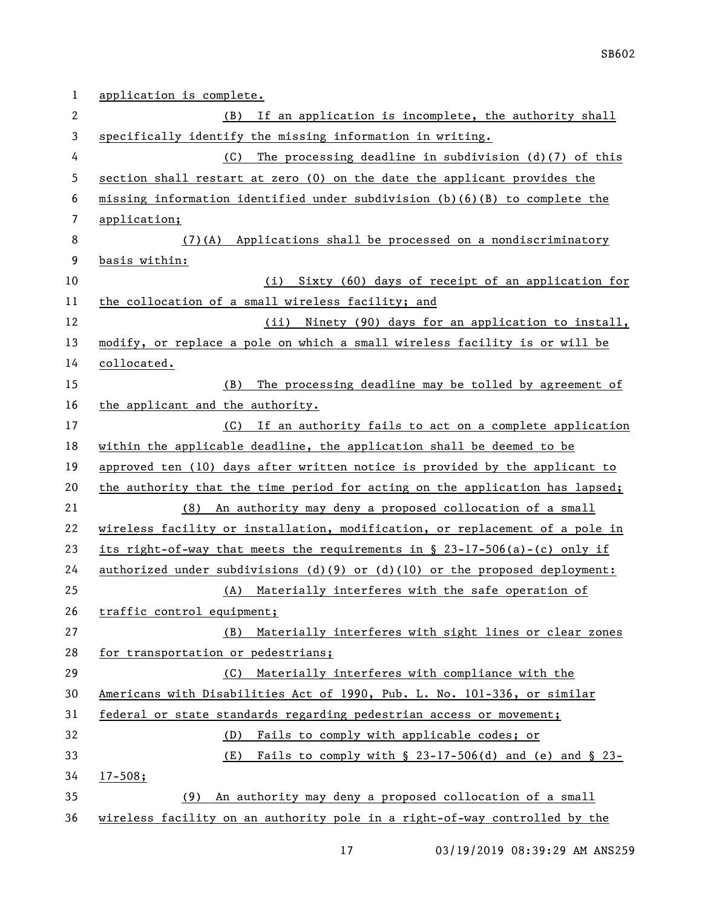application is complete.

(B) If an application is incomplete, the authority shall specifically identify the missing information in writing.

(C) The processing deadline in subdivision (d)(7) of this section shall restart at zero (0) on the date the applicant provides the missing information identified under subdivision (b)(6)(B) to complete the application;

(7)(A) Applications shall be processed on a nondiscriminatory basis within:

(i) Sixty (60) days of receipt of an application for the collocation of a small wireless facility; and

(ii) Ninety (90) days for an application to install, modify, or replace a pole on which a small wireless facility is or will be collocated.

(B) The processing deadline may be tolled by agreement of the applicant and the authority.

(C) If an authority fails to act on a complete application within the applicable deadline, the application shall be deemed to be approved ten (10) days after written notice is provided by the applicant to the authority that the time period for acting on the application has lapsed;

(8) An authority may deny a proposed collocation of a small wireless facility or installation, modification, or replacement of a pole in its right-of-way that meets the requirements in § 23-17-506(a)-(c) only if authorized under subdivisions (d)(9) or (d)(10) or the proposed deployment:

(A) Materially interferes with the safe operation of traffic control equipment;

(B) Materially interferes with sight lines or clear zones for transportation or pedestrians;

(C) Materially interferes with compliance with the Americans with Disabilities Act of 1990, Pub. L. No. 101-336, or similar federal or state standards regarding pedestrian access or movement;

(D) Fails to comply with applicable codes; or

(E) Fails to comply with § 23-17-506(d) and (e) and § 23-17-508;

(9) An authority may deny a proposed collocation of a small wireless facility on an authority pole in a right-of-way controlled by the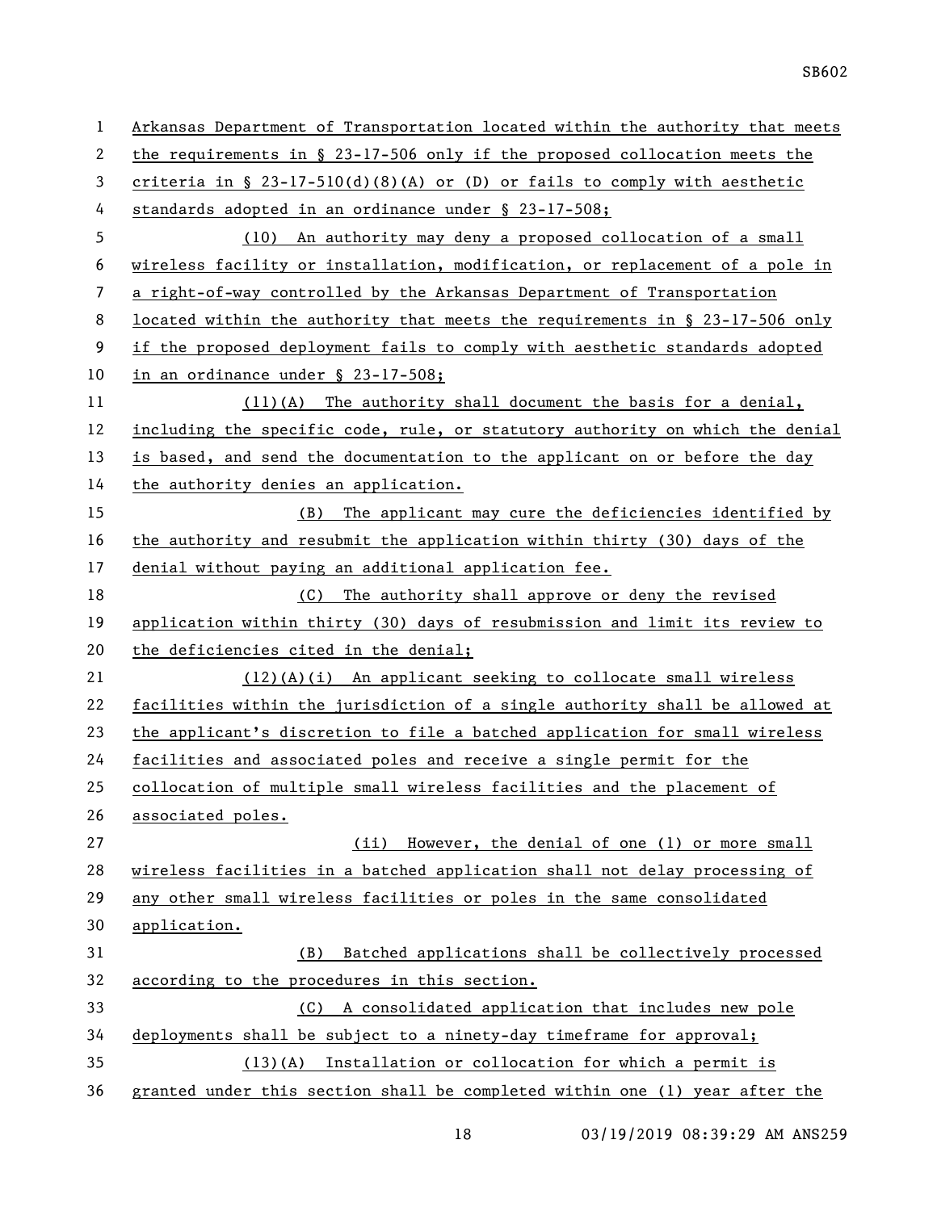Arkansas Department of Transportation located within the authority that meets the requirements in § 23-17-506 only if the proposed collocation meets the criteria in § 23-17-510(d)(8)(A) or (D) or fails to comply with aesthetic standards adopted in an ordinance under § 23-17-508;

(10) An authority may deny a proposed collocation of a small wireless facility or installation, modification, or replacement of a pole in a right-of-way controlled by the Arkansas Department of Transportation located within the authority that meets the requirements in § 23-17-506 only if the proposed deployment fails to comply with aesthetic standards adopted in an ordinance under § 23-17-508;

(11)(A) The authority shall document the basis for a denial, including the specific code, rule, or statutory authority on which the denial is based, and send the documentation to the applicant on or before the day the authority denies an application.

(B) The applicant may cure the deficiencies identified by the authority and resubmit the application within thirty (30) days of the denial without paying an additional application fee.

(C) The authority shall approve or deny the revised application within thirty (30) days of resubmission and limit its review to the deficiencies cited in the denial;

(12)(A)(i) An applicant seeking to collocate small wireless facilities within the jurisdiction of a single authority shall be allowed at the applicant's discretion to file a batched application for small wireless facilities and associated poles and receive a single permit for the collocation of multiple small wireless facilities and the placement of associated poles.

(ii) However, the denial of one (1) or more small wireless facilities in a batched application shall not delay processing of any other small wireless facilities or poles in the same consolidated application.

(B) Batched applications shall be collectively processed according to the procedures in this section.

(C) A consolidated application that includes new pole deployments shall be subject to a ninety-day timeframe for approval;

(13)(A) Installation or collocation for which a permit is granted under this section shall be completed within one (1) year after the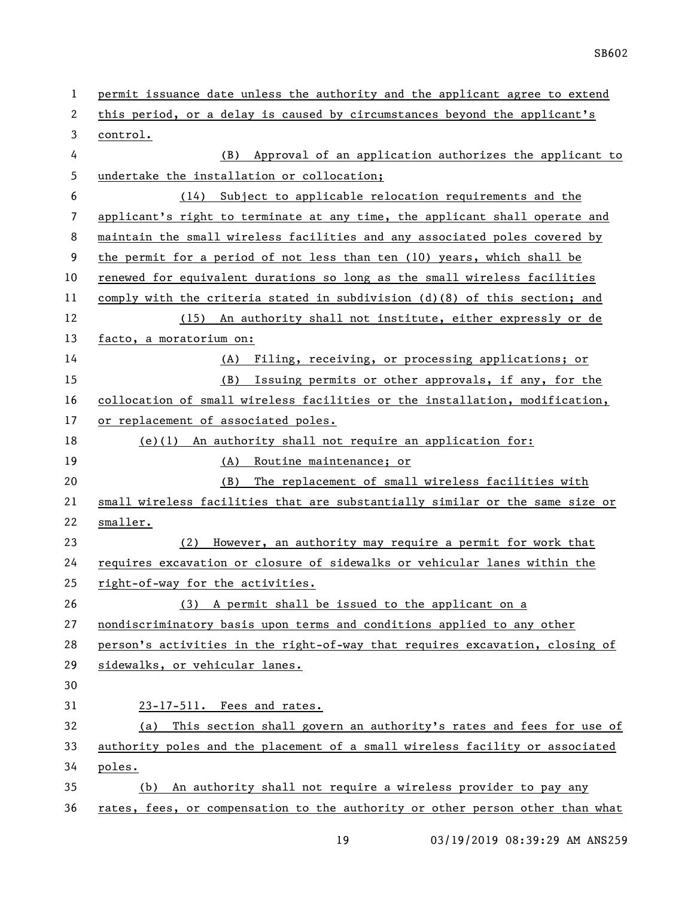permit issuance date unless the authority and the applicant agree to extend this period, or a delay is caused by circumstances beyond the applicant's control.

(B) Approval of an application authorizes the applicant to undertake the installation or collocation;

(14) Subject to applicable relocation requirements and the applicant's right to terminate at any time, the applicant shall operate and maintain the small wireless facilities and any associated poles covered by the permit for a period of not less than ten (10) years, which shall be renewed for equivalent durations so long as the small wireless facilities comply with the criteria stated in subdivision (d)(8) of this section; and

(15) An authority shall not institute, either expressly or de facto, a moratorium on:

(A) Filing, receiving, or processing applications; or

(B) Issuing permits or other approvals, if any, for the collocation of small wireless facilities or the installation, modification, or replacement of associated poles.

(e)(1) An authority shall not require an application for:

(A) Routine maintenance; or

(B) The replacement of small wireless facilities with small wireless facilities that are substantially similar or the same size or smaller.

(2) However, an authority may require a permit for work that requires excavation or closure of sidewalks or vehicular lanes within the right-of-way for the activities.

(3) A permit shall be issued to the applicant on a nondiscriminatory basis upon terms and conditions applied to any other person's activities in the right-of-way that requires excavation, closing of sidewalks, or vehicular lanes.

23-17-511. Fees and rates.

(a) This section shall govern an authority's rates and fees for use of authority poles and the placement of a small wireless facility or associated poles.

(b) An authority shall not require a wireless provider to pay any rates, fees, or compensation to the authority or other person other than what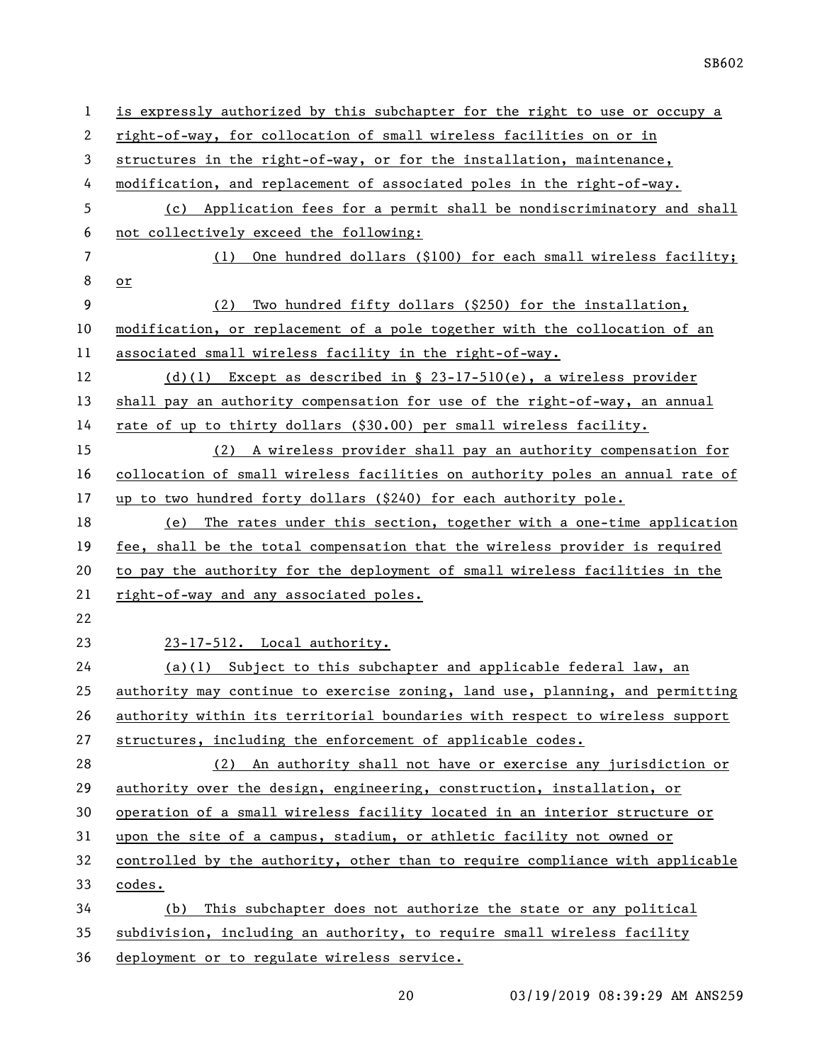is expressly authorized by this subchapter for the right to use or occupy a right-of-way, for collocation of small wireless facilities on or in structures in the right-of-way, or for the installation, maintenance, modification, and replacement of associated poles in the right-of-way.

(c) Application fees for a permit shall be nondiscriminatory and shall not collectively exceed the following:

(1) One hundred dollars ($100) for each small wireless facility; or

(2) Two hundred fifty dollars ($250) for the installation, modification, or replacement of a pole together with the collocation of an associated small wireless facility in the right-of-way.

(d)(1) Except as described in § 23-17-510(e), a wireless provider shall pay an authority compensation for use of the right-of-way, an annual rate of up to thirty dollars ($30.00) per small wireless facility.

(2) A wireless provider shall pay an authority compensation for collocation of small wireless facilities on authority poles an annual rate of up to two hundred forty dollars ($240) for each authority pole.

(e) The rates under this section, together with a one-time application fee, shall be the total compensation that the wireless provider is required to pay the authority for the deployment of small wireless facilities in the right-of-way and any associated poles.

23-17-512. Local authority.

(a)(1) Subject to this subchapter and applicable federal law, an authority may continue to exercise zoning, land use, planning, and permitting authority within its territorial boundaries with respect to wireless support structures, including the enforcement of applicable codes.

(2) An authority shall not have or exercise any jurisdiction or authority over the design, engineering, construction, installation, or operation of a small wireless facility located in an interior structure or upon the site of a campus, stadium, or athletic facility not owned or controlled by the authority, other than to require compliance with applicable codes.

(b) This subchapter does not authorize the state or any political subdivision, including an authority, to require small wireless facility deployment or to regulate wireless service.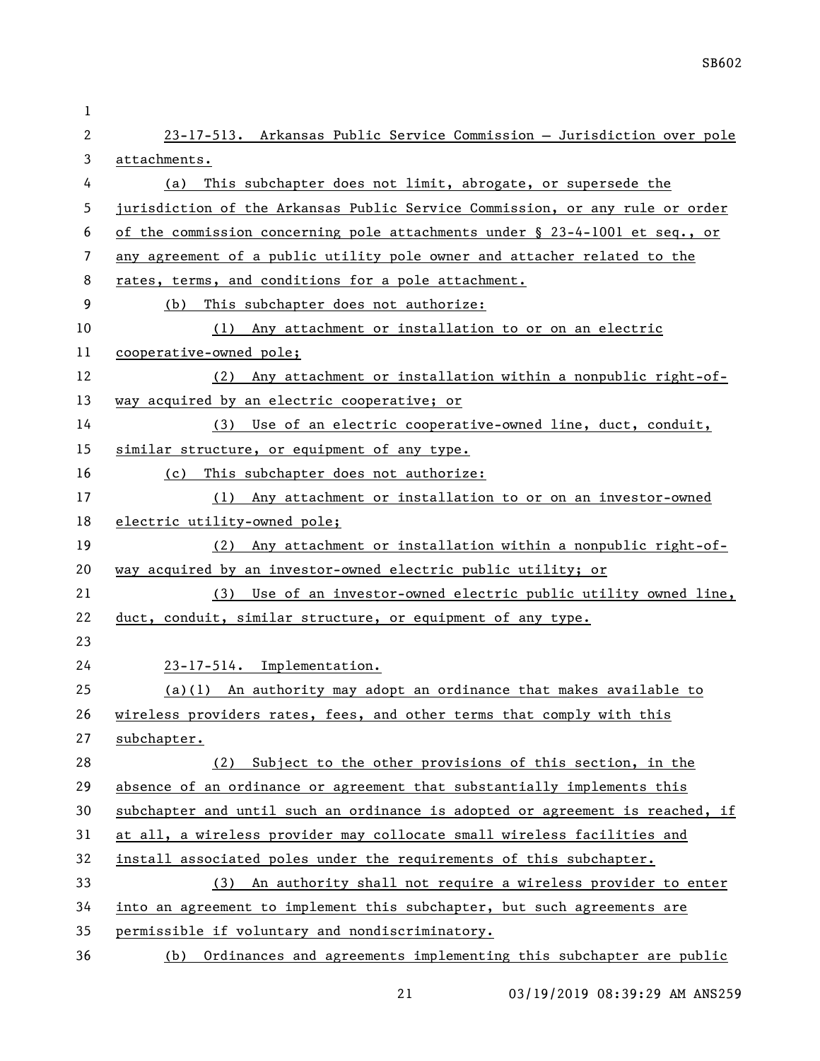23-17-513. Arkansas Public Service Commission — Jurisdiction over pole attachments.

(a) This subchapter does not limit, abrogate, or supersede the jurisdiction of the Arkansas Public Service Commission, or any rule or order of the commission concerning pole attachments under § 23-4-1001 et seq., or any agreement of a public utility pole owner and attacher related to the rates, terms, and conditions for a pole attachment.

(b) This subchapter does not authorize:

(1) Any attachment or installation to or on an electric cooperative-owned pole;

(2) Any attachment or installation within a nonpublic right-of-way acquired by an electric cooperative; or

(3) Use of an electric cooperative-owned line, duct, conduit, similar structure, or equipment of any type.

(c) This subchapter does not authorize:

(1) Any attachment or installation to or on an investor-owned electric utility-owned pole;

(2) Any attachment or installation within a nonpublic right-of-way acquired by an investor-owned electric public utility; or

(3) Use of an investor-owned electric public utility owned line, duct, conduit, similar structure, or equipment of any type.

23-17-514. Implementation.

(a)(1) An authority may adopt an ordinance that makes available to wireless providers rates, fees, and other terms that comply with this subchapter.

(2) Subject to the other provisions of this section, in the absence of an ordinance or agreement that substantially implements this subchapter and until such an ordinance is adopted or agreement is reached, if at all, a wireless provider may collocate small wireless facilities and install associated poles under the requirements of this subchapter.

(3) An authority shall not require a wireless provider to enter into an agreement to implement this subchapter, but such agreements are permissible if voluntary and nondiscriminatory.

(b) Ordinances and agreements implementing this subchapter are public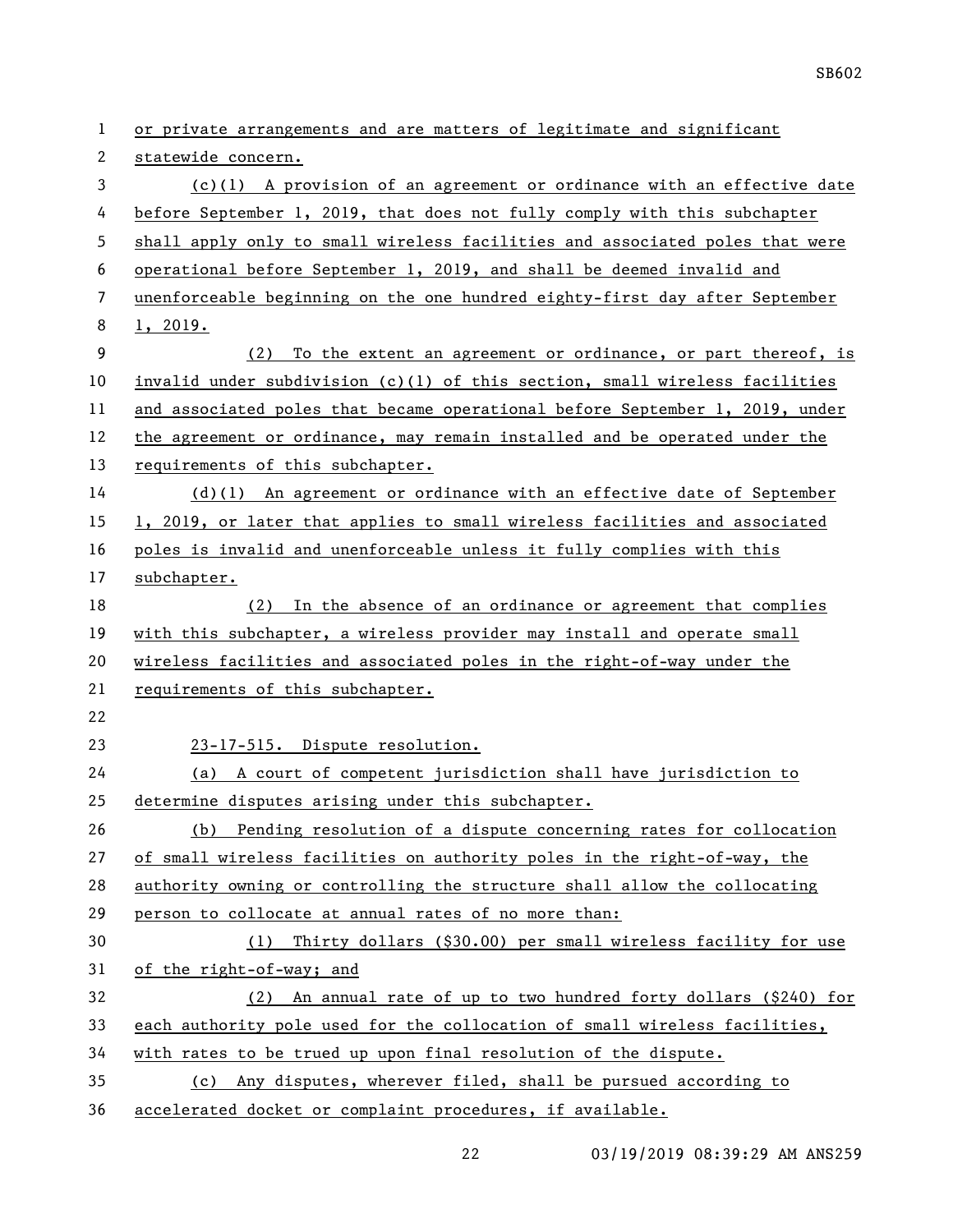or private arrangements and are matters of legitimate and significant statewide concern.

(c)(1) A provision of an agreement or ordinance with an effective date before September 1, 2019, that does not fully comply with this subchapter shall apply only to small wireless facilities and associated poles that were operational before September 1, 2019, and shall be deemed invalid and unenforceable beginning on the one hundred eighty-first day after September 1, 2019.

(2) To the extent an agreement or ordinance, or part thereof, is invalid under subdivision (c)(1) of this section, small wireless facilities and associated poles that became operational before September 1, 2019, under the agreement or ordinance, may remain installed and be operated under the requirements of this subchapter.

(d)(1) An agreement or ordinance with an effective date of September 1, 2019, or later that applies to small wireless facilities and associated poles is invalid and unenforceable unless it fully complies with this subchapter.

(2) In the absence of an ordinance or agreement that complies with this subchapter, a wireless provider may install and operate small wireless facilities and associated poles in the right-of-way under the requirements of this subchapter.

23-17-515. Dispute resolution.

(a) A court of competent jurisdiction shall have jurisdiction to determine disputes arising under this subchapter.

(b) Pending resolution of a dispute concerning rates for collocation of small wireless facilities on authority poles in the right-of-way, the authority owning or controlling the structure shall allow the collocating person to collocate at annual rates of no more than:

(1) Thirty dollars ($30.00) per small wireless facility for use of the right-of-way; and

(2) An annual rate of up to two hundred forty dollars ($240) for each authority pole used for the collocation of small wireless facilities, with rates to be trued up upon final resolution of the dispute.

(c) Any disputes, wherever filed, shall be pursued according to accelerated docket or complaint procedures, if available.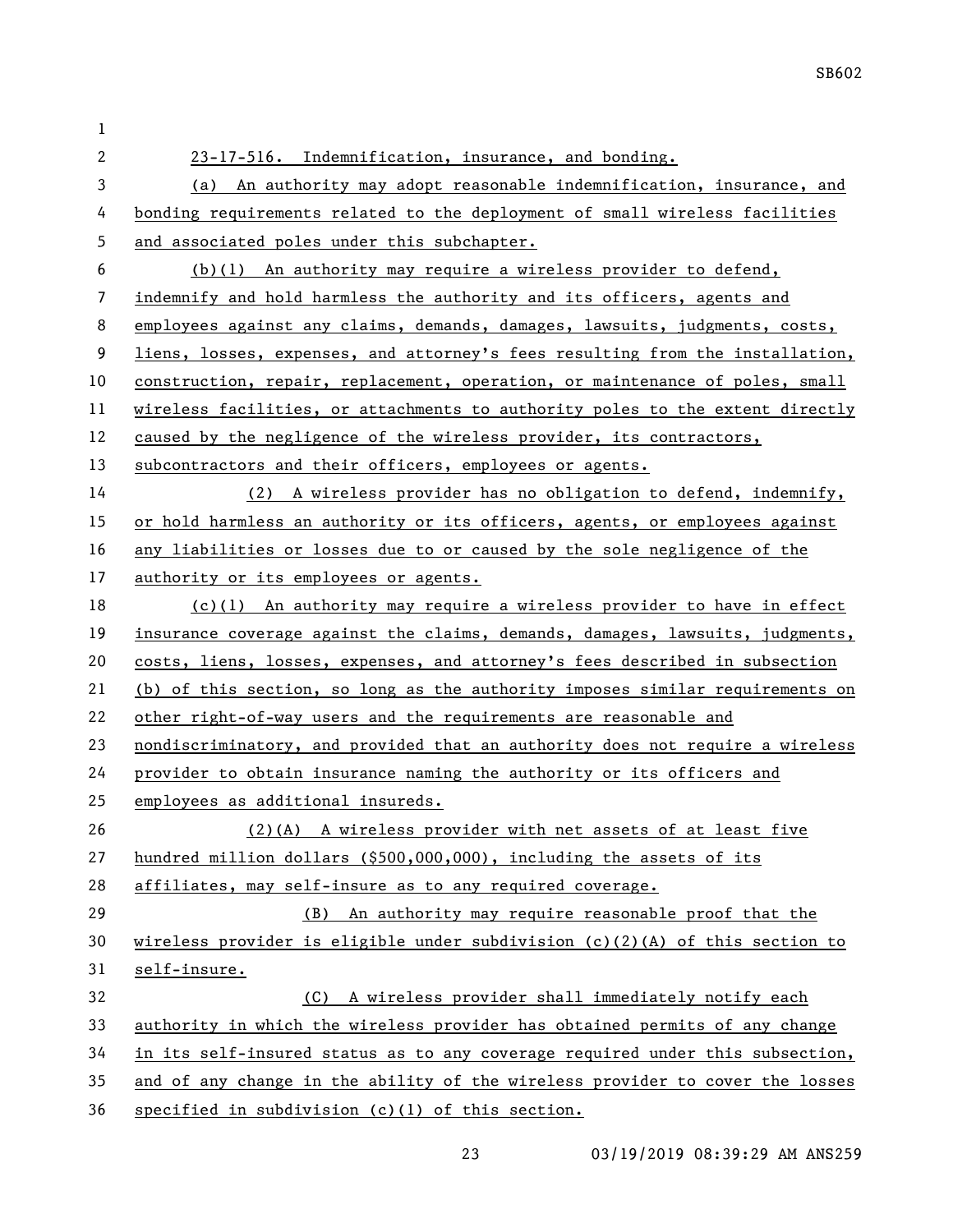23-17-516. Indemnification, insurance, and bonding.

(a) An authority may adopt reasonable indemnification, insurance, and bonding requirements related to the deployment of small wireless facilities and associated poles under this subchapter.

(b)(1) An authority may require a wireless provider to defend, indemnify and hold harmless the authority and its officers, agents and employees against any claims, demands, damages, lawsuits, judgments, costs, liens, losses, expenses, and attorney's fees resulting from the installation, construction, repair, replacement, operation, or maintenance of poles, small wireless facilities, or attachments to authority poles to the extent directly caused by the negligence of the wireless provider, its contractors, subcontractors and their officers, employees or agents.

(2) A wireless provider has no obligation to defend, indemnify, or hold harmless an authority or its officers, agents, or employees against any liabilities or losses due to or caused by the sole negligence of the authority or its employees or agents.

(c)(1) An authority may require a wireless provider to have in effect insurance coverage against the claims, demands, damages, lawsuits, judgments, costs, liens, losses, expenses, and attorney's fees described in subsection (b) of this section, so long as the authority imposes similar requirements on other right-of-way users and the requirements are reasonable and nondiscriminatory, and provided that an authority does not require a wireless provider to obtain insurance naming the authority or its officers and employees as additional insureds.

(2)(A) A wireless provider with net assets of at least five hundred million dollars ($500,000,000), including the assets of its affiliates, may self-insure as to any required coverage.

(B) An authority may require reasonable proof that the wireless provider is eligible under subdivision (c)(2)(A) of this section to self-insure.

(C) A wireless provider shall immediately notify each authority in which the wireless provider has obtained permits of any change in its self-insured status as to any coverage required under this subsection, and of any change in the ability of the wireless provider to cover the losses specified in subdivision (c)(1) of this section.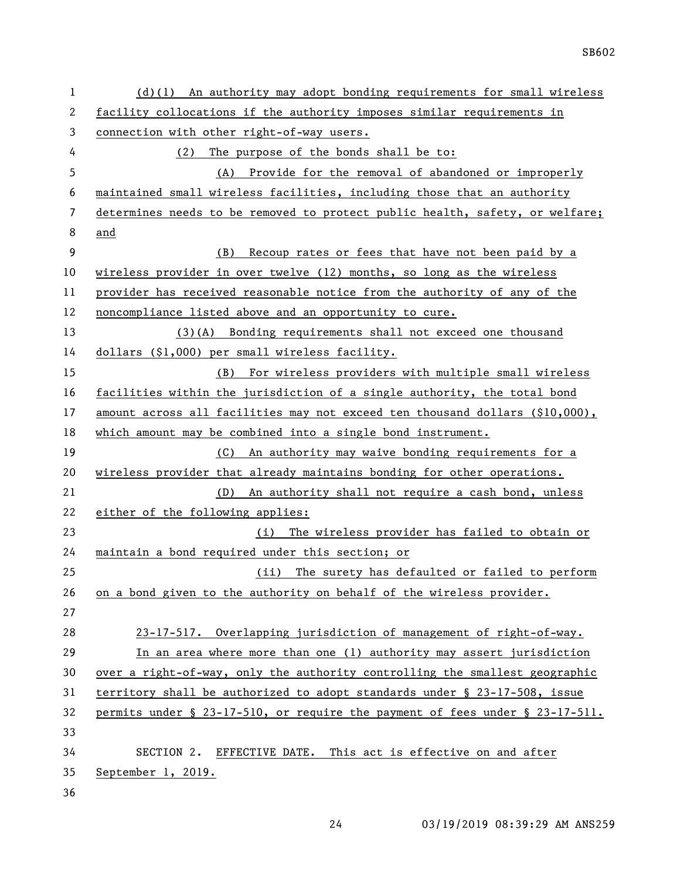(d)(1) An authority may adopt bonding requirements for small wireless facility collocations if the authority imposes similar requirements in connection with other right-of-way users.

(2) The purpose of the bonds shall be to:

(A) Provide for the removal of abandoned or improperly maintained small wireless facilities, including those that an authority determines needs to be removed to protect public health, safety, or welfare; and

(B) Recoup rates or fees that have not been paid by a wireless provider in over twelve (12) months, so long as the wireless provider has received reasonable notice from the authority of any of the noncompliance listed above and an opportunity to cure.

(3)(A) Bonding requirements shall not exceed one thousand dollars ($1,000) per small wireless facility.

(B) For wireless providers with multiple small wireless facilities within the jurisdiction of a single authority, the total bond amount across all facilities may not exceed ten thousand dollars ($10,000), which amount may be combined into a single bond instrument.

(C) An authority may waive bonding requirements for a wireless provider that already maintains bonding for other operations.

(D) An authority shall not require a cash bond, unless either of the following applies:

(i) The wireless provider has failed to obtain or maintain a bond required under this section; or

(ii) The surety has defaulted or failed to perform on a bond given to the authority on behalf of the wireless provider.

23-17-517. Overlapping jurisdiction of management of right-of-way.

In an area where more than one (1) authority may assert jurisdiction over a right-of-way, only the authority controlling the smallest geographic territory shall be authorized to adopt standards under § 23-17-508, issue permits under § 23-17-510, or require the payment of fees under § 23-17-511.

SECTION 2. EFFECTIVE DATE. This act is effective on and after September 1, 2019.